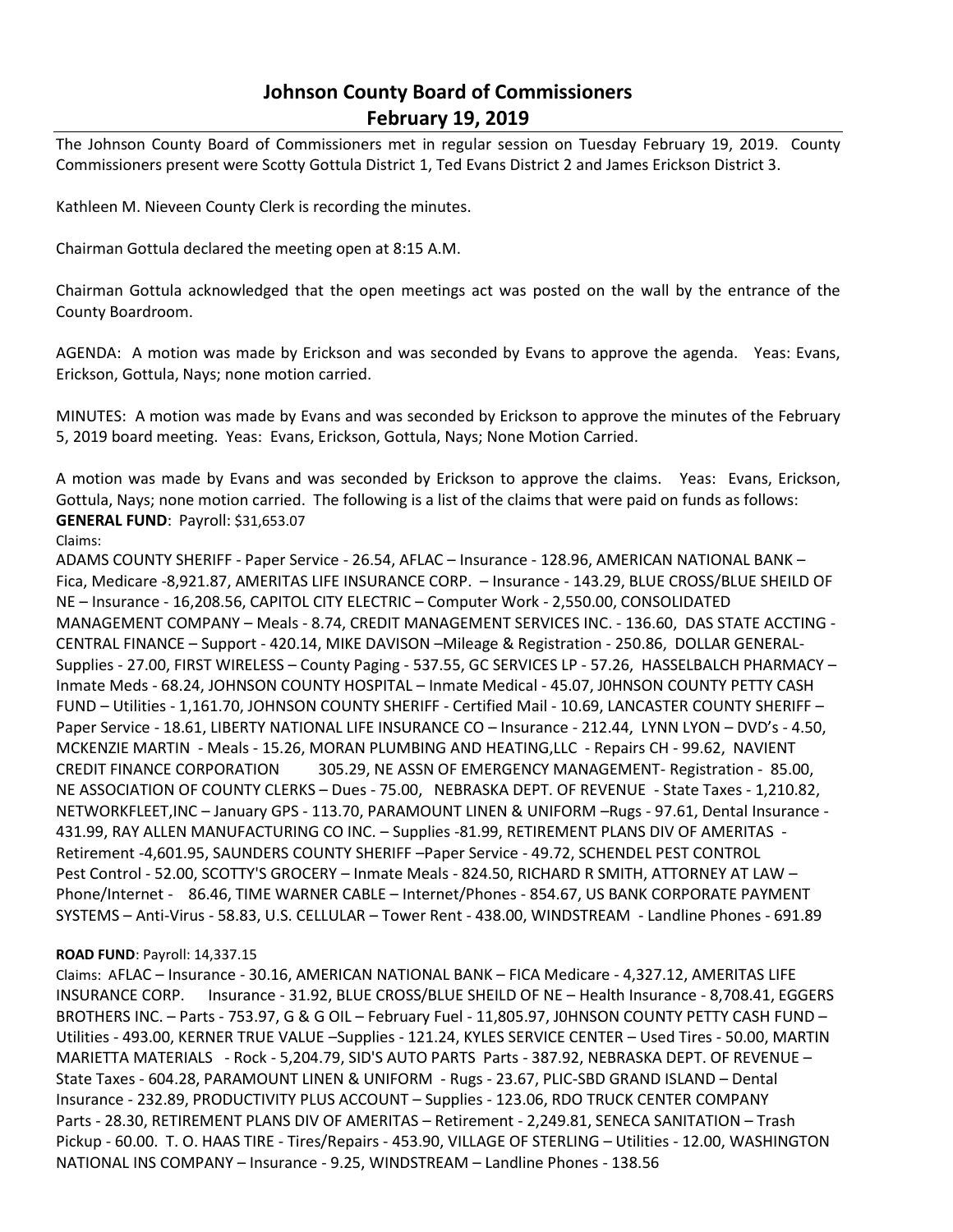# Johnson County Board of Commissioners
## February 19, 2019

The Johnson County Board of Commissioners met in regular session on Tuesday February 19, 2019. County Commissioners present were Scotty Gottula District 1, Ted Evans District 2 and James Erickson District 3.

Kathleen M. Nieveen County Clerk is recording the minutes.

Chairman Gottula declared the meeting open at 8:15 A.M.

Chairman Gottula acknowledged that the open meetings act was posted on the wall by the entrance of the County Boardroom.

AGENDA: A motion was made by Erickson and was seconded by Evans to approve the agenda. Yeas: Evans, Erickson, Gottula, Nays; none motion carried.

MINUTES: A motion was made by Evans and was seconded by Erickson to approve the minutes of the February 5, 2019 board meeting. Yeas: Evans, Erickson, Gottula, Nays; None Motion Carried.

A motion was made by Evans and was seconded by Erickson to approve the claims. Yeas: Evans, Erickson, Gottula, Nays; none motion carried. The following is a list of the claims that were paid on funds as follows:

**GENERAL FUND**: Payroll: $31,653.07

Claims:

ADAMS COUNTY SHERIFF - Paper Service - 26.54, AFLAC – Insurance - 128.96, AMERICAN NATIONAL BANK – Fica, Medicare -8,921.87, AMERITAS LIFE INSURANCE CORP. – Insurance - 143.29, BLUE CROSS/BLUE SHEILD OF NE – Insurance - 16,208.56, CAPITOL CITY ELECTRIC – Computer Work - 2,550.00, CONSOLIDATED MANAGEMENT COMPANY – Meals - 8.74, CREDIT MANAGEMENT SERVICES INC. - 136.60, DAS STATE ACCTING - CENTRAL FINANCE – Support - 420.14, MIKE DAVISON –Mileage & Registration - 250.86, DOLLAR GENERAL- Supplies - 27.00, FIRST WIRELESS – County Paging - 537.55, GC SERVICES LP - 57.26, HASSELBALCH PHARMACY – Inmate Meds - 68.24, JOHNSON COUNTY HOSPITAL – Inmate Medical - 45.07, J0HNSON COUNTY PETTY CASH FUND – Utilities - 1,161.70, JOHNSON COUNTY SHERIFF - Certified Mail - 10.69, LANCASTER COUNTY SHERIFF – Paper Service - 18.61, LIBERTY NATIONAL LIFE INSURANCE CO – Insurance - 212.44, LYNN LYON – DVD's - 4.50, MCKENZIE MARTIN - Meals - 15.26, MORAN PLUMBING AND HEATING,LLC - Repairs CH - 99.62, NAVIENT CREDIT FINANCE CORPORATION 305.29, NE ASSN OF EMERGENCY MANAGEMENT- Registration - 85.00, NE ASSOCIATION OF COUNTY CLERKS – Dues - 75.00, NEBRASKA DEPT. OF REVENUE - State Taxes - 1,210.82, NETWORKFLEET,INC – January GPS - 113.70, PARAMOUNT LINEN & UNIFORM –Rugs - 97.61, Dental Insurance - 431.99, RAY ALLEN MANUFACTURING CO INC. – Supplies -81.99, RETIREMENT PLANS DIV OF AMERITAS - Retirement -4,601.95, SAUNDERS COUNTY SHERIFF –Paper Service - 49.72, SCHENDEL PEST CONTROL Pest Control - 52.00, SCOTTY'S GROCERY – Inmate Meals - 824.50, RICHARD R SMITH, ATTORNEY AT LAW – Phone/Internet - 86.46, TIME WARNER CABLE – Internet/Phones - 854.67, US BANK CORPORATE PAYMENT SYSTEMS – Anti-Virus - 58.83, U.S. CELLULAR – Tower Rent - 438.00, WINDSTREAM - Landline Phones - 691.89

**ROAD FUND**: Payroll: 14,337.15

Claims: AFLAC – Insurance - 30.16, AMERICAN NATIONAL BANK – FICA Medicare - 4,327.12, AMERITAS LIFE INSURANCE CORP. Insurance - 31.92, BLUE CROSS/BLUE SHEILD OF NE – Health Insurance - 8,708.41, EGGERS BROTHERS INC. – Parts - 753.97, G & G OIL – February Fuel - 11,805.97, J0HNSON COUNTY PETTY CASH FUND – Utilities - 493.00, KERNER TRUE VALUE –Supplies - 121.24, KYLES SERVICE CENTER – Used Tires - 50.00, MARTIN MARIETTA MATERIALS - Rock - 5,204.79, SID'S AUTO PARTS Parts - 387.92, NEBRASKA DEPT. OF REVENUE – State Taxes - 604.28, PARAMOUNT LINEN & UNIFORM - Rugs - 23.67, PLIC-SBD GRAND ISLAND – Dental Insurance - 232.89, PRODUCTIVITY PLUS ACCOUNT – Supplies - 123.06, RDO TRUCK CENTER COMPANY Parts - 28.30, RETIREMENT PLANS DIV OF AMERITAS – Retirement - 2,249.81, SENECA SANITATION – Trash Pickup - 60.00. T. O. HAAS TIRE - Tires/Repairs - 453.90, VILLAGE OF STERLING – Utilities - 12.00, WASHINGTON NATIONAL INS COMPANY – Insurance - 9.25, WINDSTREAM – Landline Phones - 138.56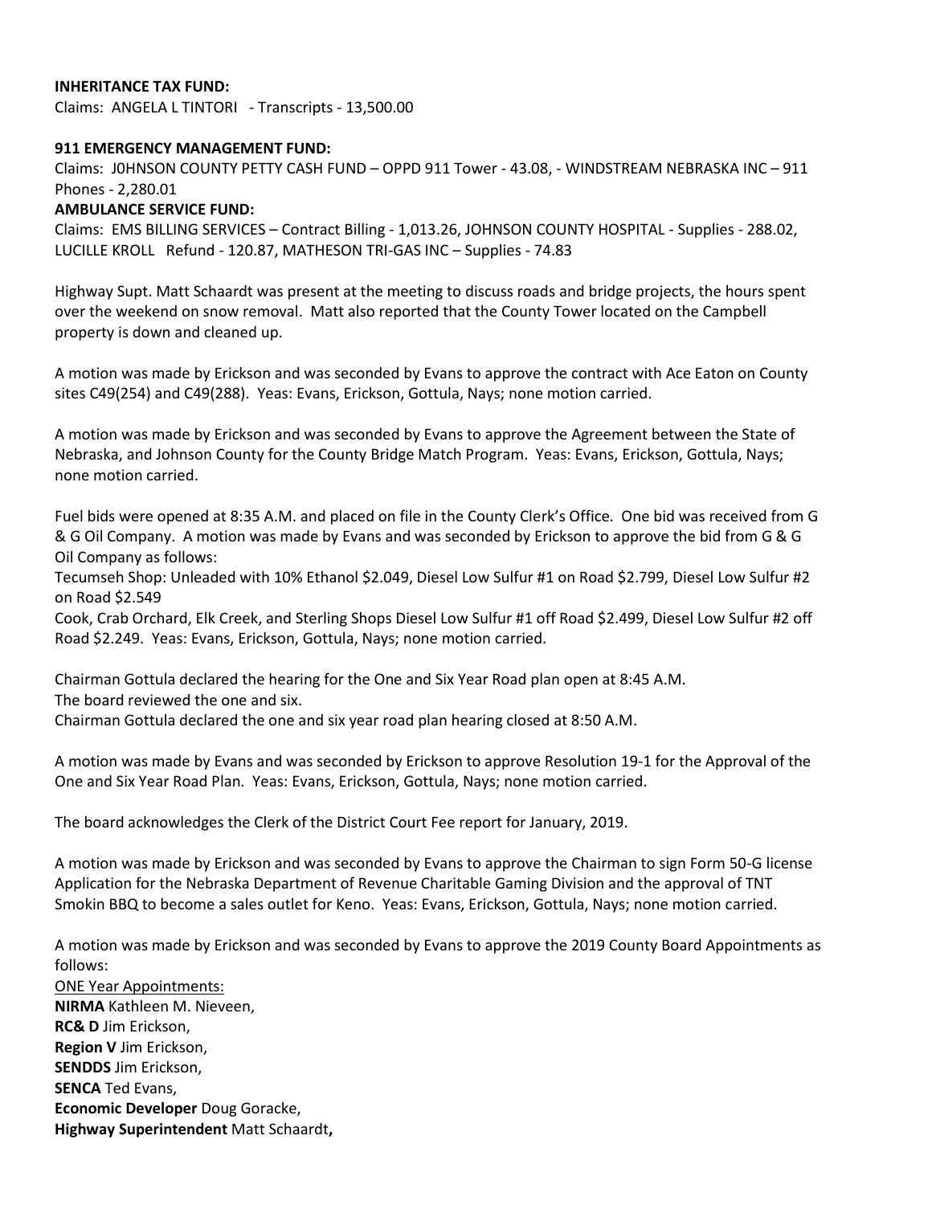**INHERITANCE TAX FUND:**
Claims: ANGELA L TINTORI - Transcripts - 13,500.00

**911 EMERGENCY MANAGEMENT FUND:**
Claims: J0HNSON COUNTY PETTY CASH FUND – OPPD 911 Tower - 43.08, - WINDSTREAM NEBRASKA INC – 911 Phones - 2,280.01

**AMBULANCE SERVICE FUND:**
Claims: EMS BILLING SERVICES – Contract Billing - 1,013.26, JOHNSON COUNTY HOSPITAL - Supplies - 288.02, LUCILLE KROLL Refund - 120.87, MATHESON TRI-GAS INC – Supplies - 74.83

Highway Supt. Matt Schaardt was present at the meeting to discuss roads and bridge projects, the hours spent over the weekend on snow removal. Matt also reported that the County Tower located on the Campbell property is down and cleaned up.

A motion was made by Erickson and was seconded by Evans to approve the contract with Ace Eaton on County sites C49(254) and C49(288). Yeas: Evans, Erickson, Gottula, Nays; none motion carried.

A motion was made by Erickson and was seconded by Evans to approve the Agreement between the State of Nebraska, and Johnson County for the County Bridge Match Program. Yeas: Evans, Erickson, Gottula, Nays; none motion carried.

Fuel bids were opened at 8:35 A.M. and placed on file in the County Clerk's Office. One bid was received from G & G Oil Company. A motion was made by Evans and was seconded by Erickson to approve the bid from G & G Oil Company as follows:

Tecumseh Shop: Unleaded with 10% Ethanol $2.049, Diesel Low Sulfur #1 on Road $2.799, Diesel Low Sulfur #2 on Road $2.549

Cook, Crab Orchard, Elk Creek, and Sterling Shops Diesel Low Sulfur #1 off Road $2.499, Diesel Low Sulfur #2 off Road $2.249. Yeas: Evans, Erickson, Gottula, Nays; none motion carried.

Chairman Gottula declared the hearing for the One and Six Year Road plan open at 8:45 A.M.
The board reviewed the one and six.
Chairman Gottula declared the one and six year road plan hearing closed at 8:50 A.M.

A motion was made by Evans and was seconded by Erickson to approve Resolution 19-1 for the Approval of the One and Six Year Road Plan. Yeas: Evans, Erickson, Gottula, Nays; none motion carried.

The board acknowledges the Clerk of the District Court Fee report for January, 2019.

A motion was made by Erickson and was seconded by Evans to approve the Chairman to sign Form 50-G license Application for the Nebraska Department of Revenue Charitable Gaming Division and the approval of TNT Smokin BBQ to become a sales outlet for Keno. Yeas: Evans, Erickson, Gottula, Nays; none motion carried.

A motion was made by Erickson and was seconded by Evans to approve the 2019 County Board Appointments as follows:

<u>ONE Year Appointments:</u>
**NIRMA** Kathleen M. Nieveen,
**RC& D** Jim Erickson,
**Region V** Jim Erickson,
**SENDDS** Jim Erickson,
**SENCA** Ted Evans,
**Economic Developer** Doug Goracke,
**Highway Superintendent** Matt Schaardt**,**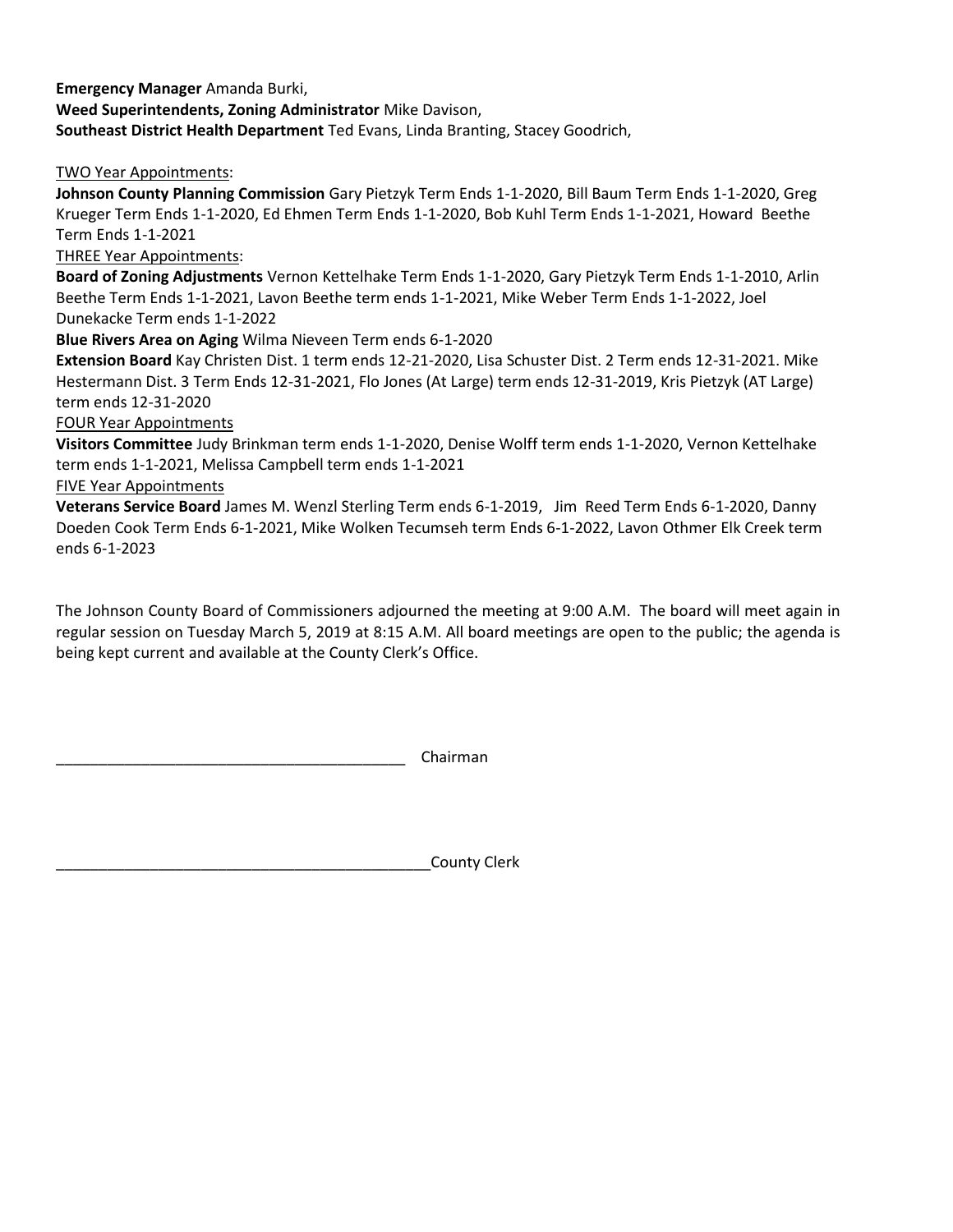**Emergency Manager** Amanda Burki,
**Weed Superintendents, Zoning Administrator** Mike Davison,
**Southeast District Health Department** Ted Evans, Linda Branting, Stacey Goodrich,

TWO Year Appointments:
**Johnson County Planning Commission** Gary Pietzyk Term Ends 1-1-2020, Bill Baum Term Ends 1-1-2020, Greg Krueger Term Ends 1-1-2020, Ed Ehmen Term Ends 1-1-2020, Bob Kuhl Term Ends 1-1-2021, Howard Beethe Term Ends 1-1-2021
THREE Year Appointments:
**Board of Zoning Adjustments** Vernon Kettelhake Term Ends 1-1-2020, Gary Pietzyk Term Ends 1-1-2010, Arlin Beethe Term Ends 1-1-2021, Lavon Beethe term ends 1-1-2021, Mike Weber Term Ends 1-1-2022, Joel Dunekacke Term ends 1-1-2022
**Blue Rivers Area on Aging** Wilma Nieveen Term ends 6-1-2020
**Extension Board** Kay Christen Dist. 1 term ends 12-21-2020, Lisa Schuster Dist. 2 Term ends 12-31-2021. Mike Hestermann Dist. 3 Term Ends 12-31-2021, Flo Jones (At Large) term ends 12-31-2019, Kris Pietzyk (AT Large) term ends 12-31-2020
FOUR Year Appointments
**Visitors Committee** Judy Brinkman term ends 1-1-2020, Denise Wolff term ends 1-1-2020, Vernon Kettelhake term ends 1-1-2021, Melissa Campbell term ends 1-1-2021
FIVE Year Appointments
**Veterans Service Board** James M. Wenzl Sterling Term ends 6-1-2019, Jim Reed Term Ends 6-1-2020, Danny Doeden Cook Term Ends 6-1-2021, Mike Wolken Tecumseh term Ends 6-1-2022, Lavon Othmer Elk Creek term ends 6-1-2023

The Johnson County Board of Commissioners adjourned the meeting at 9:00 A.M. The board will meet again in regular session on Tuesday March 5, 2019 at 8:15 A.M. All board meetings are open to the public; the agenda is being kept current and available at the County Clerk's Office.

__________________________________________ Chairman

____________________________________________County Clerk